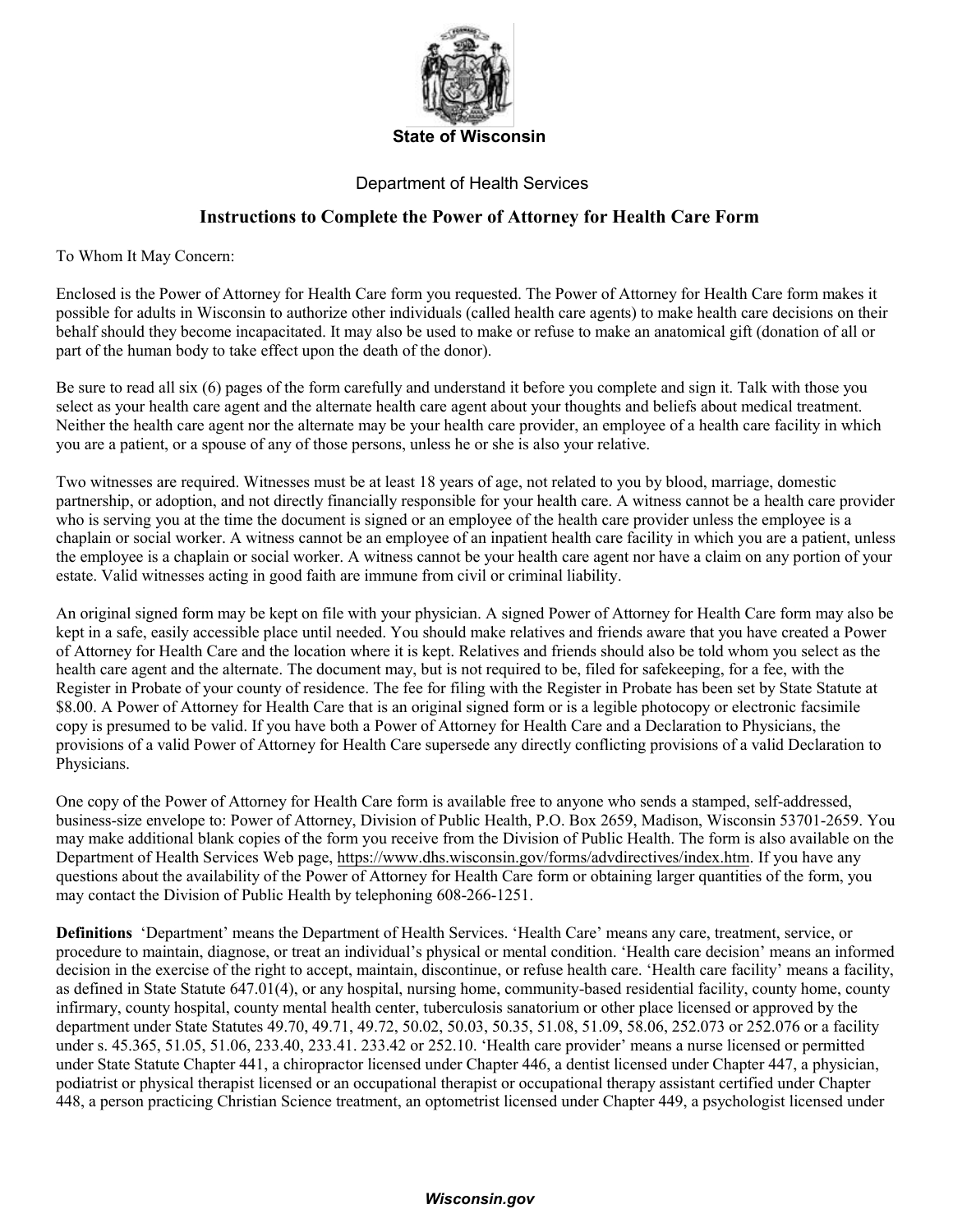**State of Wisconsin**

Department of Health Services

# Instructions to Complete the Power of Attorney for Health Care Form

To Whom It May Concern:

Enclosed is the Power of Attorney for Health Care form you requested. The Power of Attorney for Health Care form makes it possible for adults in Wisconsin to authorize other individuals (called health care agents) to make health care decisions on their behalf should they become incapacitated. It may also be used to make or refuse to make an anatomical gift (donation of all or part of the human body to take effect upon the death of the donor).

Be sure to read all six (6) pages of the form carefully and understand it before you complete and sign it. Talk with those you select as your health care agent and the alternate health care agent about your thoughts and beliefs about medical treatment. Neither the health care agent nor the alternate may be your health care provider, an employee of a health care facility in which you are a patient, or a spouse of any of those persons, unless he or she is also your relative.

Two witnesses are required. Witnesses must be at least 18 years of age, not related to you by blood, marriage, domestic partnership, or adoption, and not directly financially responsible for your health care. A witness cannot be a health care provider who is serving you at the time the document is signed or an employee of the health care provider unless the employee is a chaplain or social worker. A witness cannot be an employee of an inpatient health care facility in which you are a patient, unless the employee is a chaplain or social worker. A witness cannot be your health care agent nor have a claim on any portion of your estate. Valid witnesses acting in good faith are immune from civil or criminal liability.

An original signed form may be kept on file with your physician. A signed Power of Attorney for Health Care form may also be kept in a safe, easily accessible place until needed. You should make relatives and friends aware that you have created a Power of Attorney for Health Care and the location where it is kept. Relatives and friends should also be told whom you select as the health care agent and the alternate. The document may, but is not required to be, filed for safekeeping, for a fee, with the Register in Probate of your county of residence. The fee for filing with the Register in Probate has been set by State Statute at $8.00. A Power of Attorney for Health Care that is an original signed form or is a legible photocopy or electronic facsimile copy is presumed to be valid. If you have both a Power of Attorney for Health Care and a Declaration to Physicians, the provisions of a valid Power of Attorney for Health Care supersede any directly conflicting provisions of a valid Declaration to Physicians.

One copy of the Power of Attorney for Health Care form is available free to anyone who sends a stamped, self-addressed, business-size envelope to: Power of Attorney, Division of Public Health, P.O. Box 2659, Madison, Wisconsin 53701-2659. You may make additional blank copies of the form you receive from the Division of Public Health. The form is also available on the Department of Health Services Web page, https://www.dhs.wisconsin.gov/forms/advdirectives/index.htm. If you have any questions about the availability of the Power of Attorney for Health Care form or obtaining larger quantities of the form, you may contact the Division of Public Health by telephoning 608-266-1251.

**Definitions** 'Department' means the Department of Health Services. 'Health Care' means any care, treatment, service, or procedure to maintain, diagnose, or treat an individual's physical or mental condition. 'Health care decision' means an informed decision in the exercise of the right to accept, maintain, discontinue, or refuse health care. 'Health care facility' means a facility, as defined in State Statute 647.01(4), or any hospital, nursing home, community-based residential facility, county home, county infirmary, county hospital, county mental health center, tuberculosis sanatorium or other place licensed or approved by the department under State Statutes 49.70, 49.71, 49.72, 50.02, 50.03, 50.35, 51.08, 51.09, 58.06, 252.073 or 252.076 or a facility under s. 45.365, 51.05, 51.06, 233.40, 233.41. 233.42 or 252.10. 'Health care provider' means a nurse licensed or permitted under State Statute Chapter 441, a chiropractor licensed under Chapter 446, a dentist licensed under Chapter 447, a physician, podiatrist or physical therapist licensed or an occupational therapist or occupational therapy assistant certified under Chapter 448, a person practicing Christian Science treatment, an optometrist licensed under Chapter 449, a psychologist licensed under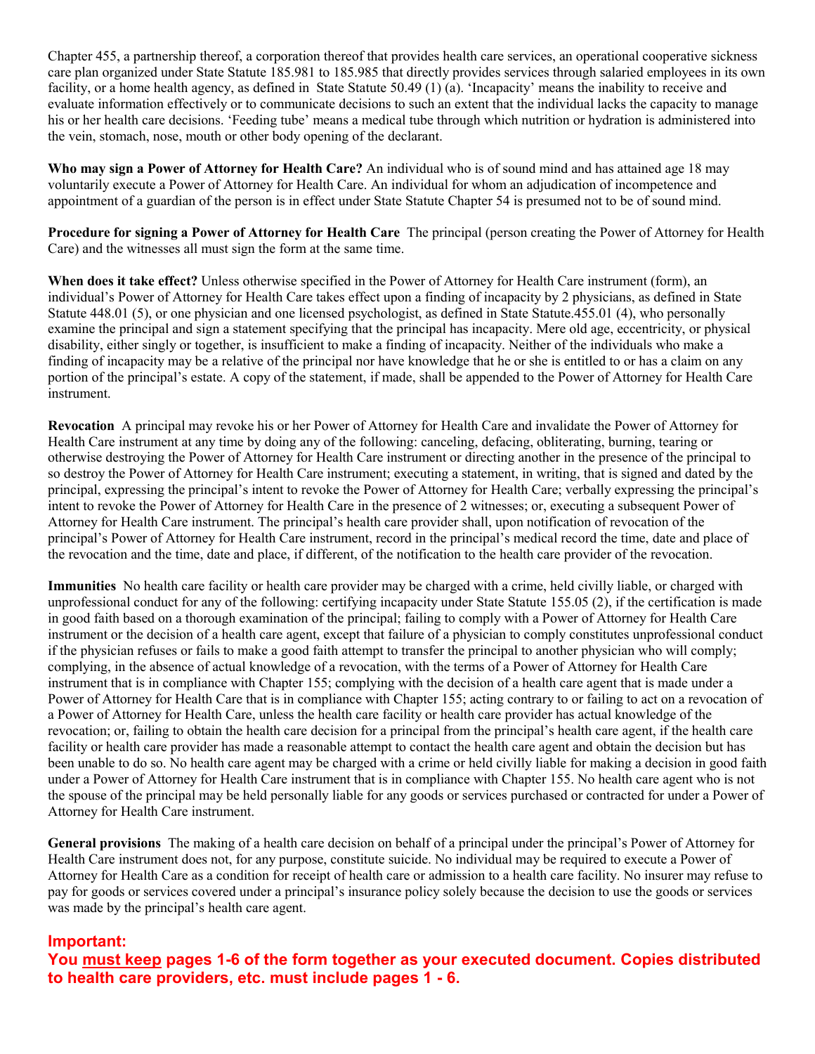Chapter 455, a partnership thereof, a corporation thereof that provides health care services, an operational cooperative sickness care plan organized under State Statute 185.981 to 185.985 that directly provides services through salaried employees in its own facility, or a home health agency, as defined in State Statute 50.49 (1) (a). 'Incapacity' means the inability to receive and evaluate information effectively or to communicate decisions to such an extent that the individual lacks the capacity to manage his or her health care decisions. 'Feeding tube' means a medical tube through which nutrition or hydration is administered into the vein, stomach, nose, mouth or other body opening of the declarant.

**Who may sign a Power of Attorney for Health Care?** An individual who is of sound mind and has attained age 18 may voluntarily execute a Power of Attorney for Health Care. An individual for whom an adjudication of incompetence and appointment of a guardian of the person is in effect under State Statute Chapter 54 is presumed not to be of sound mind.

**Procedure for signing a Power of Attorney for Health Care** The principal (person creating the Power of Attorney for Health Care) and the witnesses all must sign the form at the same time.

**When does it take effect?** Unless otherwise specified in the Power of Attorney for Health Care instrument (form), an individual's Power of Attorney for Health Care takes effect upon a finding of incapacity by 2 physicians, as defined in State Statute 448.01 (5), or one physician and one licensed psychologist, as defined in State Statute.455.01 (4), who personally examine the principal and sign a statement specifying that the principal has incapacity. Mere old age, eccentricity, or physical disability, either singly or together, is insufficient to make a finding of incapacity. Neither of the individuals who make a finding of incapacity may be a relative of the principal nor have knowledge that he or she is entitled to or has a claim on any portion of the principal's estate. A copy of the statement, if made, shall be appended to the Power of Attorney for Health Care instrument.

**Revocation** A principal may revoke his or her Power of Attorney for Health Care and invalidate the Power of Attorney for Health Care instrument at any time by doing any of the following: canceling, defacing, obliterating, burning, tearing or otherwise destroying the Power of Attorney for Health Care instrument or directing another in the presence of the principal to so destroy the Power of Attorney for Health Care instrument; executing a statement, in writing, that is signed and dated by the principal, expressing the principal's intent to revoke the Power of Attorney for Health Care; verbally expressing the principal's intent to revoke the Power of Attorney for Health Care in the presence of 2 witnesses; or, executing a subsequent Power of Attorney for Health Care instrument. The principal's health care provider shall, upon notification of revocation of the principal's Power of Attorney for Health Care instrument, record in the principal's medical record the time, date and place of the revocation and the time, date and place, if different, of the notification to the health care provider of the revocation.

**Immunities** No health care facility or health care provider may be charged with a crime, held civilly liable, or charged with unprofessional conduct for any of the following: certifying incapacity under State Statute 155.05 (2), if the certification is made in good faith based on a thorough examination of the principal; failing to comply with a Power of Attorney for Health Care instrument or the decision of a health care agent, except that failure of a physician to comply constitutes unprofessional conduct if the physician refuses or fails to make a good faith attempt to transfer the principal to another physician who will comply; complying, in the absence of actual knowledge of a revocation, with the terms of a Power of Attorney for Health Care instrument that is in compliance with Chapter 155; complying with the decision of a health care agent that is made under a Power of Attorney for Health Care that is in compliance with Chapter 155; acting contrary to or failing to act on a revocation of a Power of Attorney for Health Care, unless the health care facility or health care provider has actual knowledge of the revocation; or, failing to obtain the health care decision for a principal from the principal's health care agent, if the health care facility or health care provider has made a reasonable attempt to contact the health care agent and obtain the decision but has been unable to do so. No health care agent may be charged with a crime or held civilly liable for making a decision in good faith under a Power of Attorney for Health Care instrument that is in compliance with Chapter 155. No health care agent who is not the spouse of the principal may be held personally liable for any goods or services purchased or contracted for under a Power of Attorney for Health Care instrument.

**General provisions** The making of a health care decision on behalf of a principal under the principal's Power of Attorney for Health Care instrument does not, for any purpose, constitute suicide. No individual may be required to execute a Power of Attorney for Health Care as a condition for receipt of health care or admission to a health care facility. No insurer may refuse to pay for goods or services covered under a principal's insurance policy solely because the decision to use the goods or services was made by the principal's health care agent.

**Important:**
**You <u>must keep</u> pages 1-6 of the form together as your executed document. Copies distributed to health care providers, etc. must include pages 1 - 6.**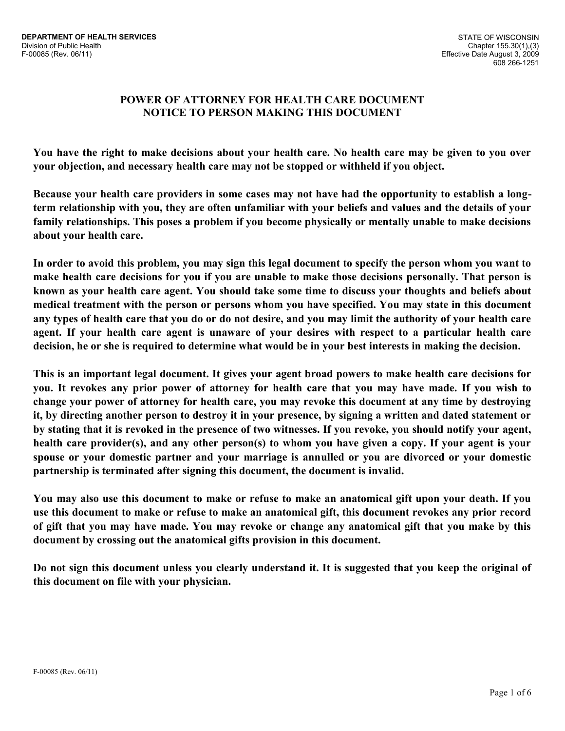DEPARTMENT OF HEALTH SERVICES
Division of Public Health
F-00085 (Rev. 06/11)

STATE OF WISCONSIN
Chapter 155.30(1),(3)
Effective Date August 3, 2009
608 266-1251

# POWER OF ATTORNEY FOR HEALTH CARE DOCUMENT
## NOTICE TO PERSON MAKING THIS DOCUMENT

**You have the right to make decisions about your health care. No health care may be given to you over your objection, and necessary health care may not be stopped or withheld if you object.**

**Because your health care providers in some cases may not have had the opportunity to establish a long-term relationship with you, they are often unfamiliar with your beliefs and values and the details of your family relationships. This poses a problem if you become physically or mentally unable to make decisions about your health care.**

**In order to avoid this problem, you may sign this legal document to specify the person whom you want to make health care decisions for you if you are unable to make those decisions personally. That person is known as your health care agent. You should take some time to discuss your thoughts and beliefs about medical treatment with the person or persons whom you have specified. You may state in this document any types of health care that you do or do not desire, and you may limit the authority of your health care agent. If your health care agent is unaware of your desires with respect to a particular health care decision, he or she is required to determine what would be in your best interests in making the decision.**

**This is an important legal document. It gives your agent broad powers to make health care decisions for you. It revokes any prior power of attorney for health care that you may have made. If you wish to change your power of attorney for health care, you may revoke this document at any time by destroying it, by directing another person to destroy it in your presence, by signing a written and dated statement or by stating that it is revoked in the presence of two witnesses. If you revoke, you should notify your agent, health care provider(s), and any other person(s) to whom you have given a copy. If your agent is your spouse or your domestic partner and your marriage is annulled or you are divorced or your domestic partnership is terminated after signing this document, the document is invalid.**

**You may also use this document to make or refuse to make an anatomical gift upon your death. If you use this document to make or refuse to make an anatomical gift, this document revokes any prior record of gift that you may have made. You may revoke or change any anatomical gift that you make by this document by crossing out the anatomical gifts provision in this document.**

**Do not sign this document unless you clearly understand it. It is suggested that you keep the original of this document on file with your physician.**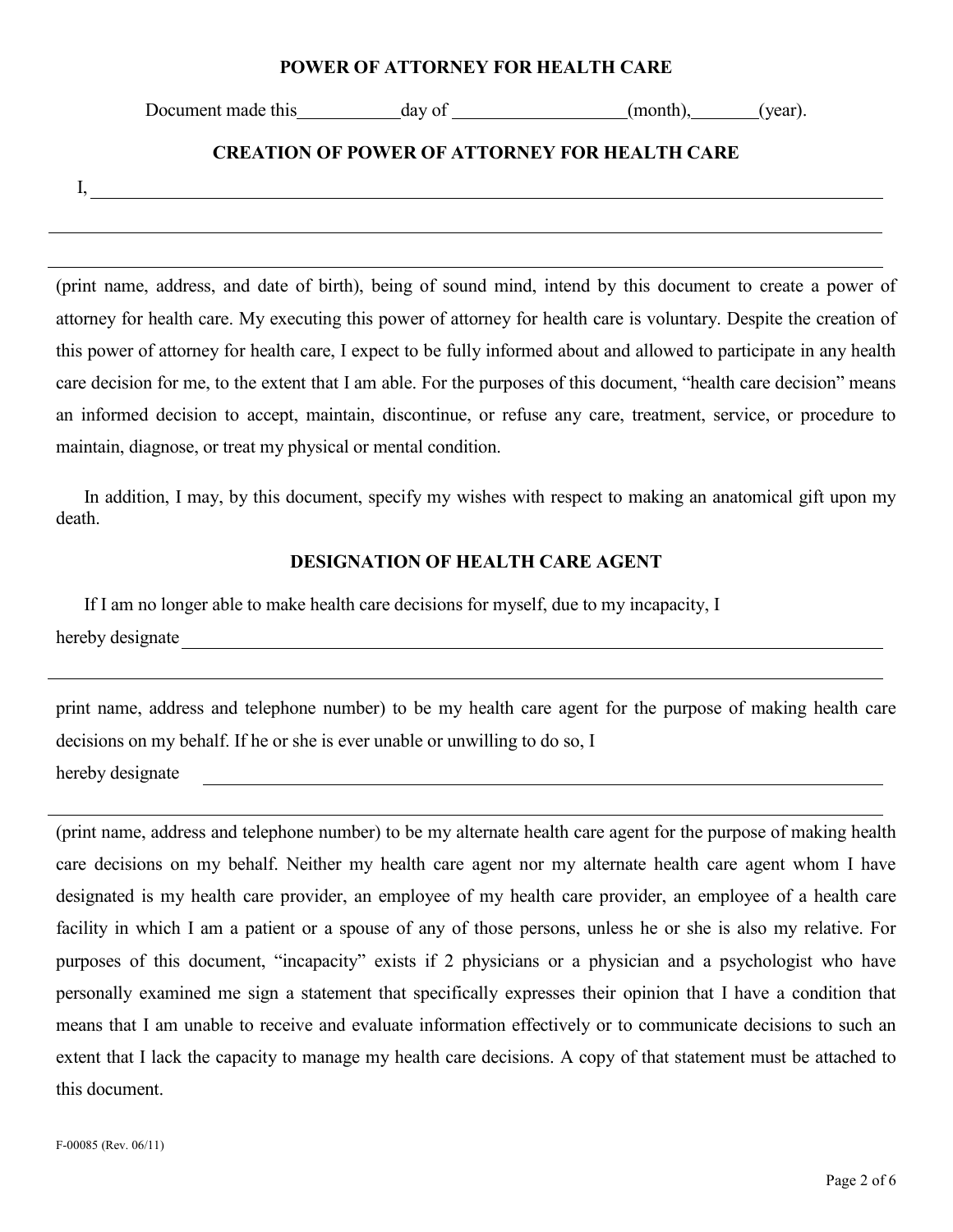## POWER OF ATTORNEY FOR HEALTH CARE

Document made this ___________ day of ___________________ (month), _______ (year).

## CREATION OF POWER OF ATTORNEY FOR HEALTH CARE

I, ______________________________________________________________________________

_________________________________________________________________________________

_________________________________________________________________________________

(print name, address, and date of birth), being of sound mind, intend by this document to create a power of attorney for health care. My executing this power of attorney for health care is voluntary. Despite the creation of this power of attorney for health care, I expect to be fully informed about and allowed to participate in any health care decision for me, to the extent that I am able. For the purposes of this document, "health care decision" means an informed decision to accept, maintain, discontinue, or refuse any care, treatment, service, or procedure to maintain, diagnose, or treat my physical or mental condition.

In addition, I may, by this document, specify my wishes with respect to making an anatomical gift upon my death.

## DESIGNATION OF HEALTH CARE AGENT

If I am no longer able to make health care decisions for myself, due to my incapacity, I hereby designate ______________________________________________________________________

_________________________________________________________________________________

print name, address and telephone number) to be my health care agent for the purpose of making health care decisions on my behalf. If he or she is ever unable or unwilling to do so, I hereby designate ______________________________________________________________________

_________________________________________________________________________________

(print name, address and telephone number) to be my alternate health care agent for the purpose of making health care decisions on my behalf. Neither my health care agent nor my alternate health care agent whom I have designated is my health care provider, an employee of my health care provider, an employee of a health care facility in which I am a patient or a spouse of any of those persons, unless he or she is also my relative. For purposes of this document, "incapacity" exists if 2 physicians or a physician and a psychologist who have personally examined me sign a statement that specifically expresses their opinion that I have a condition that means that I am unable to receive and evaluate information effectively or to communicate decisions to such an extent that I lack the capacity to manage my health care decisions. A copy of that statement must be attached to this document.

F-00085 (Rev. 06/11)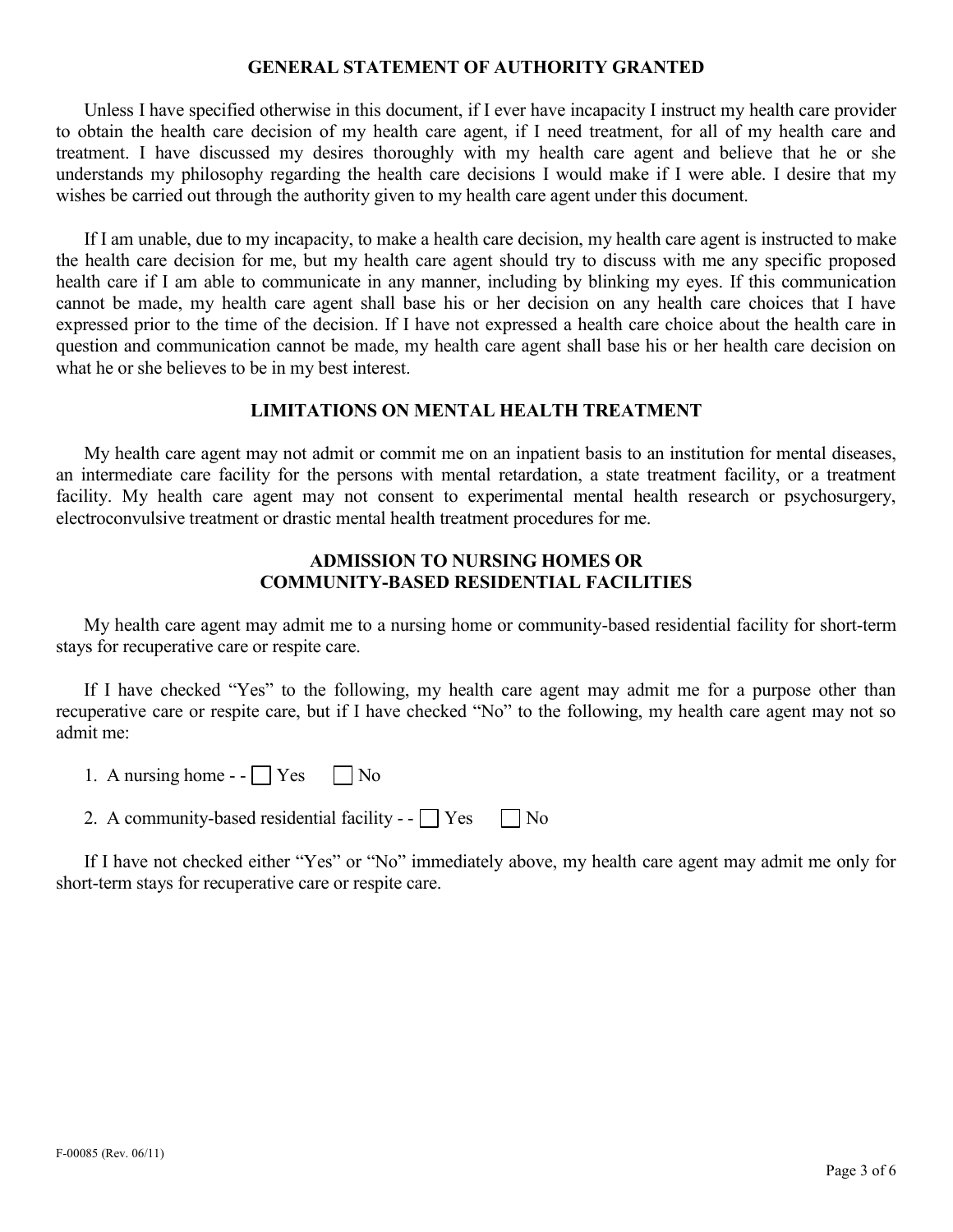## GENERAL STATEMENT OF AUTHORITY GRANTED

Unless I have specified otherwise in this document, if I ever have incapacity I instruct my health care provider to obtain the health care decision of my health care agent, if I need treatment, for all of my health care and treatment. I have discussed my desires thoroughly with my health care agent and believe that he or she understands my philosophy regarding the health care decisions I would make if I were able. I desire that my wishes be carried out through the authority given to my health care agent under this document.

If I am unable, due to my incapacity, to make a health care decision, my health care agent is instructed to make the health care decision for me, but my health care agent should try to discuss with me any specific proposed health care if I am able to communicate in any manner, including by blinking my eyes. If this communication cannot be made, my health care agent shall base his or her decision on any health care choices that I have expressed prior to the time of the decision. If I have not expressed a health care choice about the health care in question and communication cannot be made, my health care agent shall base his or her health care decision on what he or she believes to be in my best interest.

## LIMITATIONS ON MENTAL HEALTH TREATMENT

My health care agent may not admit or commit me on an inpatient basis to an institution for mental diseases, an intermediate care facility for the persons with mental retardation, a state treatment facility, or a treatment facility. My health care agent may not consent to experimental mental health research or psychosurgery, electroconvulsive treatment or drastic mental health treatment procedures for me.

## ADMISSION TO NURSING HOMES OR COMMUNITY-BASED RESIDENTIAL FACILITIES

My health care agent may admit me to a nursing home or community-based residential facility for short-term stays for recuperative care or respite care.

If I have checked "Yes" to the following, my health care agent may admit me for a purpose other than recuperative care or respite care, but if I have checked "No" to the following, my health care agent may not so admit me:

1. A nursing home - - ☐ Yes ☐ No

2. A community-based residential facility - - ☐ Yes ☐ No

If I have not checked either "Yes" or "No" immediately above, my health care agent may admit me only for short-term stays for recuperative care or respite care.

F-00085 (Rev. 06/11)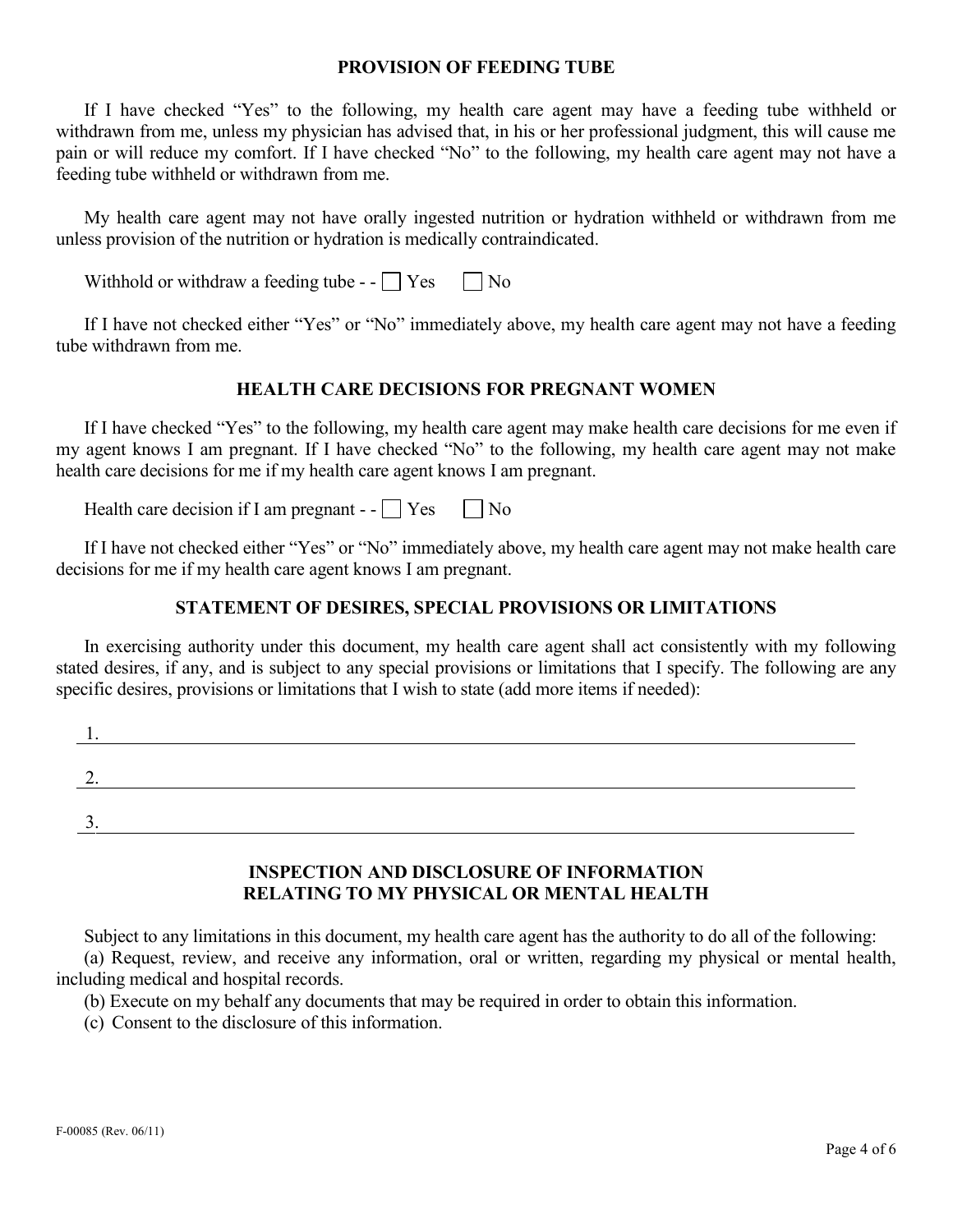## PROVISION OF FEEDING TUBE

If I have checked "Yes" to the following, my health care agent may have a feeding tube withheld or withdrawn from me, unless my physician has advised that, in his or her professional judgment, this will cause me pain or will reduce my comfort. If I have checked "No" to the following, my health care agent may not have a feeding tube withheld or withdrawn from me.

My health care agent may not have orally ingested nutrition or hydration withheld or withdrawn from me unless provision of the nutrition or hydration is medically contraindicated.

Withhold or withdraw a feeding tube - - ☐ Yes ☐ No

If I have not checked either "Yes" or "No" immediately above, my health care agent may not have a feeding tube withdrawn from me.

## HEALTH CARE DECISIONS FOR PREGNANT WOMEN

If I have checked "Yes" to the following, my health care agent may make health care decisions for me even if my agent knows I am pregnant. If I have checked "No" to the following, my health care agent may not make health care decisions for me if my health care agent knows I am pregnant.

Health care decision if I am pregnant - - ☐ Yes ☐ No

If I have not checked either "Yes" or "No" immediately above, my health care agent may not make health care decisions for me if my health care agent knows I am pregnant.

## STATEMENT OF DESIRES, SPECIAL PROVISIONS OR LIMITATIONS

In exercising authority under this document, my health care agent shall act consistently with my following stated desires, if any, and is subject to any special provisions or limitations that I specify. The following are any specific desires, provisions or limitations that I wish to state (add more items if needed):

1. ______________________________________________________________

2. ______________________________________________________________

3. ______________________________________________________________

## INSPECTION AND DISCLOSURE OF INFORMATION RELATING TO MY PHYSICAL OR MENTAL HEALTH

Subject to any limitations in this document, my health care agent has the authority to do all of the following:

(a) Request, review, and receive any information, oral or written, regarding my physical or mental health, including medical and hospital records.

(b) Execute on my behalf any documents that may be required in order to obtain this information.

(c) Consent to the disclosure of this information.

F-00085 (Rev. 06/11)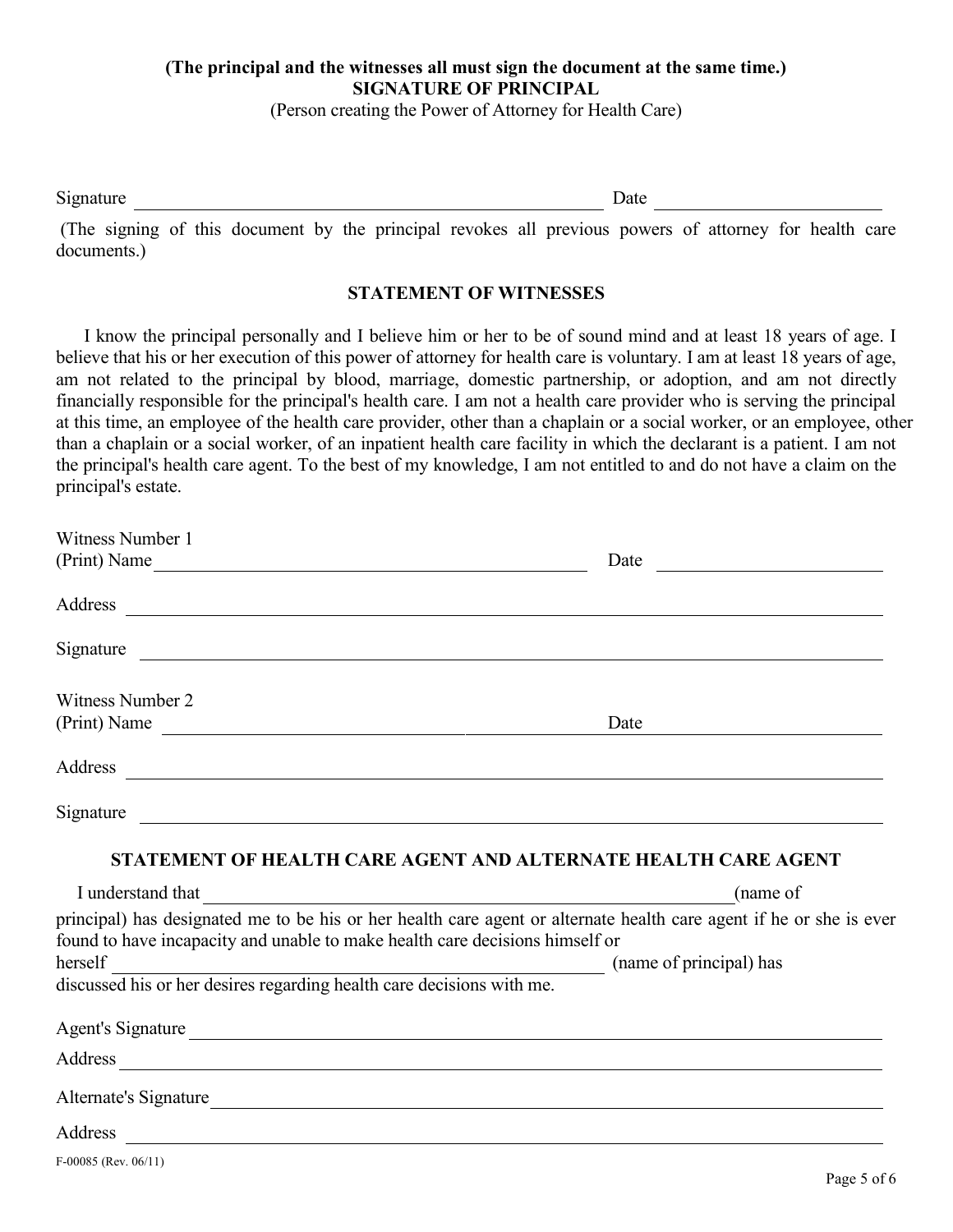**(The principal and the witnesses all must sign the document at the same time.)**

**SIGNATURE OF PRINCIPAL**

(Person creating the Power of Attorney for Health Care)

Signature ______________________________ Date ______________

(The signing of this document by the principal revokes all previous powers of attorney for health care documents.)

**STATEMENT OF WITNESSES**

I know the principal personally and I believe him or her to be of sound mind and at least 18 years of age. I believe that his or her execution of this power of attorney for health care is voluntary. I am at least 18 years of age, am not related to the principal by blood, marriage, domestic partnership, or adoption, and am not directly financially responsible for the principal's health care. I am not a health care provider who is serving the principal at this time, an employee of the health care provider, other than a chaplain or a social worker, or an employee, other than a chaplain or a social worker, of an inpatient health care facility in which the declarant is a patient. I am not the principal's health care agent. To the best of my knowledge, I am not entitled to and do not have a claim on the principal's estate.

Witness Number 1
(Print) Name ______________________________ Date ______________

Address ______________________________

Signature ______________________________

Witness Number 2
(Print) Name ______________________________ Date ______________

Address ______________________________

Signature ______________________________

**STATEMENT OF HEALTH CARE AGENT AND ALTERNATE HEALTH CARE AGENT**

I understand that ______________________________ (name of principal) has designated me to be his or her health care agent or alternate health care agent if he or she is ever found to have incapacity and unable to make health care decisions himself or herself ______________________________ (name of principal) has discussed his or her desires regarding health care decisions with me.

Agent's Signature ______________________________

Address ______________________________

Alternate's Signature ______________________________

Address ______________________________

F-00085 (Rev. 06/11)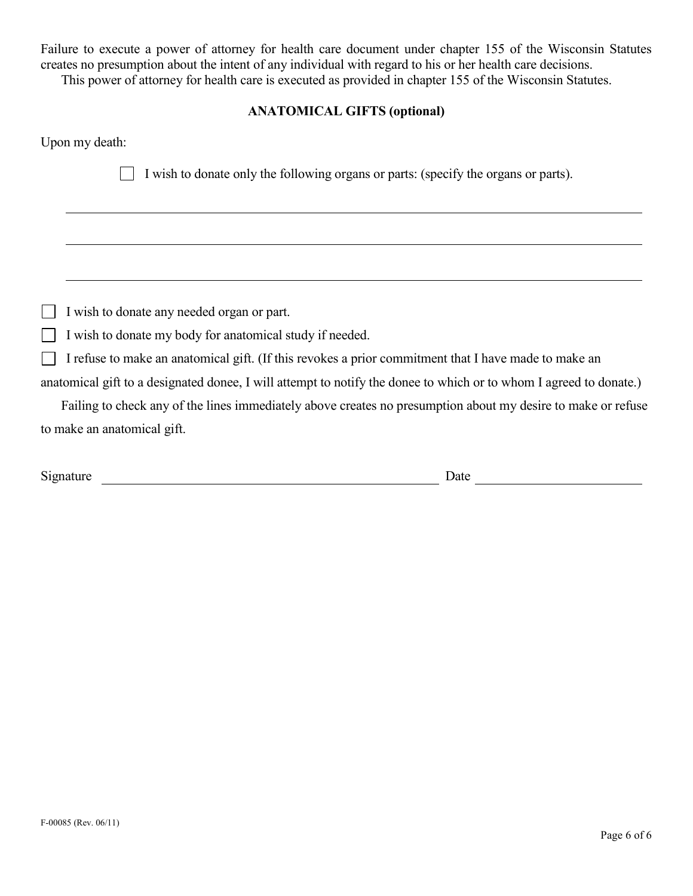Failure to execute a power of attorney for health care document under chapter 155 of the Wisconsin Statutes creates no presumption about the intent of any individual with regard to his or her health care decisions.

This power of attorney for health care is executed as provided in chapter 155 of the Wisconsin Statutes.

**ANATOMICAL GIFTS (optional)**

Upon my death:

☐ I wish to donate only the following organs or parts: (specify the organs or parts).

______________________________________________________________________________

______________________________________________________________________________

______________________________________________________________________________

☐ I wish to donate any needed organ or part.

☐ I wish to donate my body for anatomical study if needed.

☐ I refuse to make an anatomical gift. (If this revokes a prior commitment that I have made to make an anatomical gift to a designated donee, I will attempt to notify the donee to which or to whom I agreed to donate.)

Failing to check any of the lines immediately above creates no presumption about my desire to make or refuse to make an anatomical gift.

Signature ______________________________________ Date ____________________

F-00085 (Rev. 06/11)